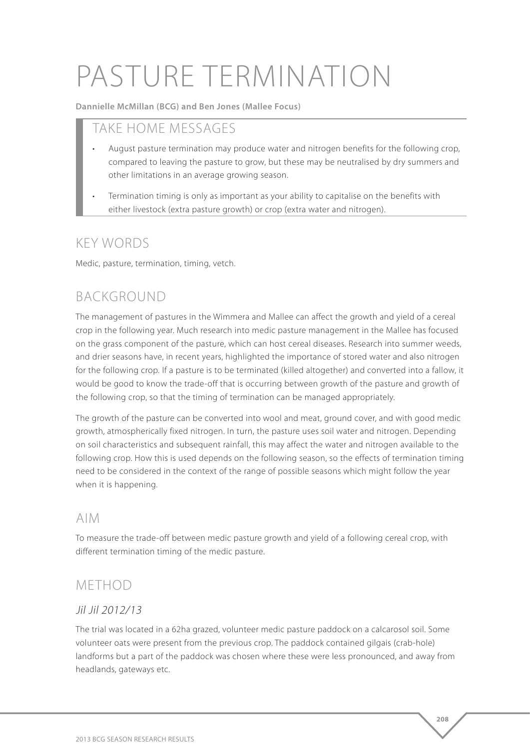# PASTURE TERMINATION

**Dannielle McMillan (BCG) and Ben Jones (Mallee Focus)**

## TAKE HOME MESSAGES

- August pasture termination may produce water and nitrogen benefits for the following crop, compared to leaving the pasture to grow, but these may be neutralised by dry summers and other limitations in an average growing season.
- Termination timing is only as important as your ability to capitalise on the benefits with either livestock (extra pasture growth) or crop (extra water and nitrogen).

## KEY WORDS

Medic, pasture, termination, timing, vetch.

## BACKGROUND

The management of pastures in the Wimmera and Mallee can affect the growth and yield of a cereal crop in the following year. Much research into medic pasture management in the Mallee has focused on the grass component of the pasture, which can host cereal diseases. Research into summer weeds, and drier seasons have, in recent years, highlighted the importance of stored water and also nitrogen for the following crop. If a pasture is to be terminated (killed altogether) and converted into a fallow, it would be good to know the trade-off that is occurring between growth of the pasture and growth of the following crop, so that the timing of termination can be managed appropriately.

The growth of the pasture can be converted into wool and meat, ground cover, and with good medic growth, atmospherically fixed nitrogen. In turn, the pasture uses soil water and nitrogen. Depending on soil characteristics and subsequent rainfall, this may affect the water and nitrogen available to the following crop. How this is used depends on the following season, so the effects of termination timing need to be considered in the context of the range of possible seasons which might follow the year when it is happening.

## AIM

To measure the trade-off between medic pasture growth and yield of a following cereal crop, with different termination timing of the medic pasture.

## METHOD

### *Jil Jil 2012/13*

The trial was located in a 62ha grazed, volunteer medic pasture paddock on a calcarosol soil. Some volunteer oats were present from the previous crop. The paddock contained gilgais (crab-hole) landforms but a part of the paddock was chosen where these were less pronounced, and away from headlands, gateways etc.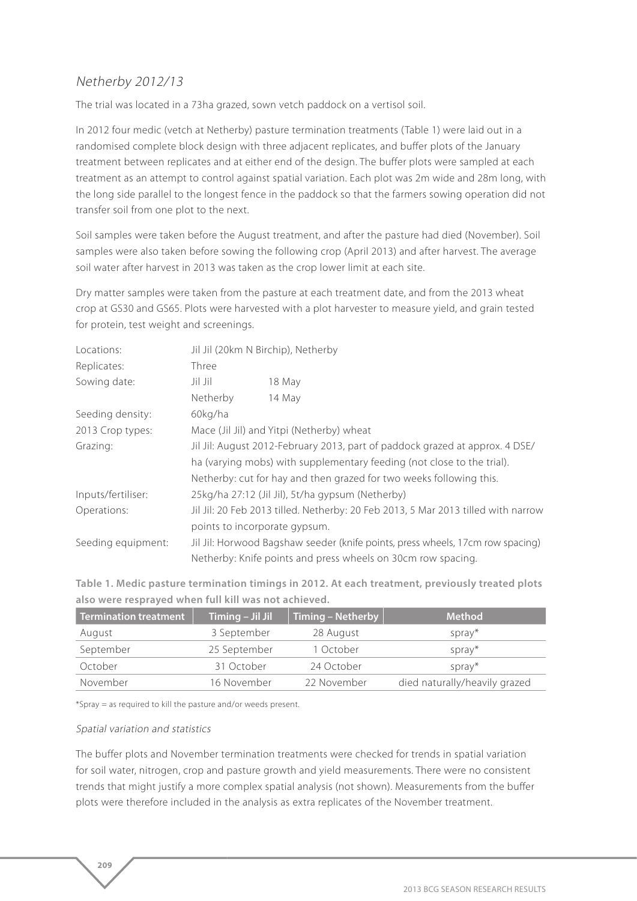## *Netherby 2012/13*

The trial was located in a 73ha grazed, sown vetch paddock on a vertisol soil.

In 2012 four medic (vetch at Netherby) pasture termination treatments (Table 1) were laid out in a randomised complete block design with three adjacent replicates, and buffer plots of the January treatment between replicates and at either end of the design. The buffer plots were sampled at each treatment as an attempt to control against spatial variation. Each plot was 2m wide and 28m long, with the long side parallel to the longest fence in the paddock so that the farmers sowing operation did not transfer soil from one plot to the next.

Soil samples were taken before the August treatment, and after the pasture had died (November). Soil samples were also taken before sowing the following crop (April 2013) and after harvest. The average soil water after harvest in 2013 was taken as the crop lower limit at each site.

Dry matter samples were taken from the pasture at each treatment date, and from the 2013 wheat crop at GS30 and GS65. Plots were harvested with a plot harvester to measure yield, and grain tested for protein, test weight and screenings.

| | | |
|---|---|---|
| Locations: | Jil Jil (20km N Birchip), Netherby | |
| Replicates: | Three | |
| Sowing date: | Jil Jil | 18 May |
| | Netherby | 14 May |
| Seeding density: | 60kg/ha | |
| 2013 Crop types: | Mace (Jil Jil) and Yitpi (Netherby) wheat | |
| Grazing: | Jil Jil: August 2012-February 2013, part of paddock grazed at approx. 4 DSE/ha (varying mobs) with supplementary feeding (not close to the trial). Netherby: cut for hay and then grazed for two weeks following this. | |
| Inputs/fertiliser: | 25kg/ha 27:12 (Jil Jil), 5t/ha gypsum (Netherby) | |
| Operations: | Jil Jil: 20 Feb 2013 tilled. Netherby: 20 Feb 2013, 5 Mar 2013 tilled with narrow points to incorporate gypsum. | |
| Seeding equipment: | Jil Jil: Horwood Bagshaw seeder (knife points, press wheels, 17cm row spacing) Netherby: Knife points and press wheels on 30cm row spacing. | |

**Table 1. Medic pasture termination timings in 2012. At each treatment, previously treated plots also were resprayed when full kill was not achieved.**

| Termination treatment | Timing – Jil Jil | Timing – Netherby | Method |
|---|---|---|---|
| August | 3 September | 28 August | spray* |
| September | 25 September | 1 October | spray* |
| October | 31 October | 24 October | spray* |
| November | 16 November | 22 November | died naturally/heavily grazed |

*Spray = as required to kill the pasture and/or weeds present.

### *Spatial variation and statistics*

The buffer plots and November termination treatments were checked for trends in spatial variation for soil water, nitrogen, crop and pasture growth and yield measurements. There were no consistent trends that might justify a more complex spatial analysis (not shown). Measurements from the buffer plots were therefore included in the analysis as extra replicates of the November treatment.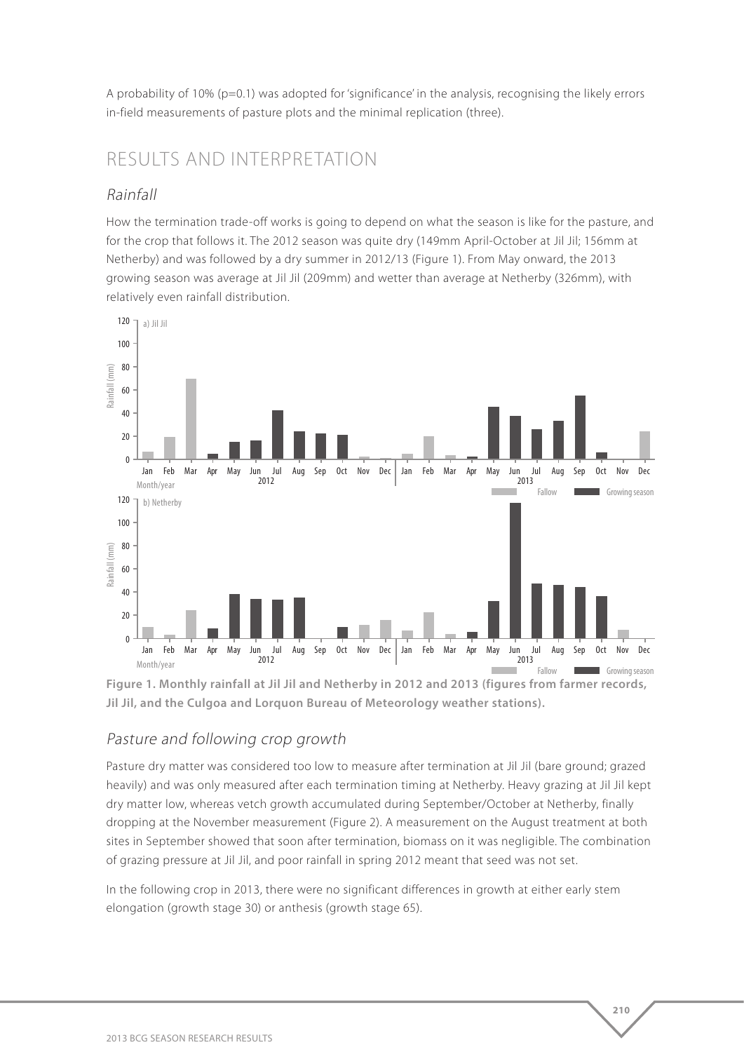A probability of 10% (p=0.1) was adopted for 'significance' in the analysis, recognising the likely errors in-field measurements of pasture plots and the minimal replication (three).

## RESULTS AND INTERPRETATION

### *Rainfall*

How the termination trade-off works is going to depend on what the season is like for the pasture, and for the crop that follows it. The 2012 season was quite dry (149mm April-October at Jil Jil; 156mm at Netherby) and was followed by a dry summer in 2012/13 (Figure 1). From May onward, the 2013 growing season was average at Jil Jil (209mm) and wetter than average at Netherby (326mm), with relatively even rainfall distribution.

**Figure 1. Monthly rainfall at Jil Jil and Netherby in 2012 and 2013 (figures from farmer records, Jil Jil, and the Culgoa and Lorquon Bureau of Meteorology weather stations).**

### *Pasture and following crop growth*

Pasture dry matter was considered too low to measure after termination at Jil Jil (bare ground; grazed heavily) and was only measured after each termination timing at Netherby. Heavy grazing at Jil Jil kept dry matter low, whereas vetch growth accumulated during September/October at Netherby, finally dropping at the November measurement (Figure 2). A measurement on the August treatment at both sites in September showed that soon after termination, biomass on it was negligible. The combination of grazing pressure at Jil Jil, and poor rainfall in spring 2012 meant that seed was not set.

In the following crop in 2013, there were no significant differences in growth at either early stem elongation (growth stage 30) or anthesis (growth stage 65).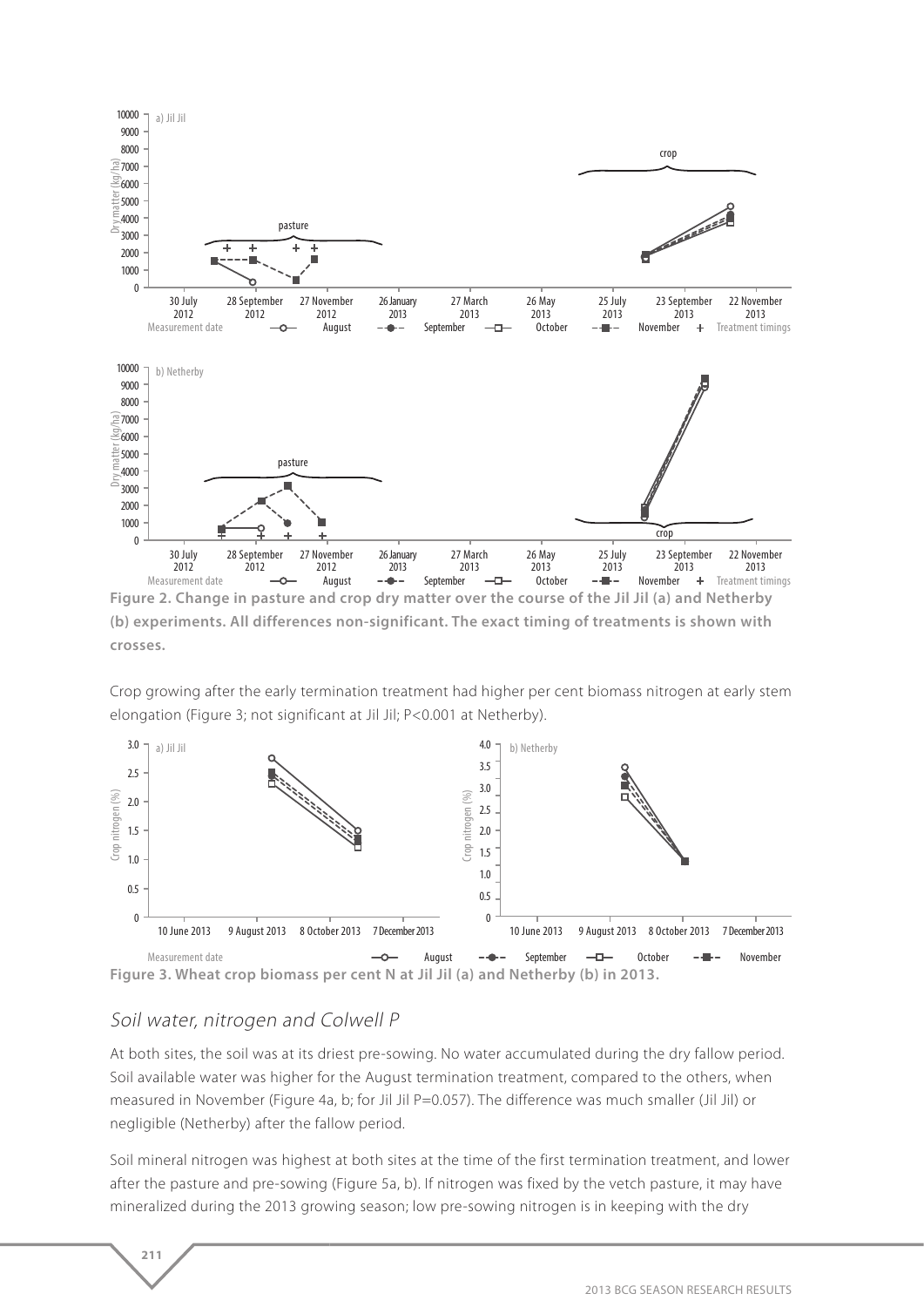Figure 2. Change in pasture and crop dry matter over the course of the Jil Jil (a) and Netherby (b) experiments. All differences non-significant. The exact timing of treatments is shown with crosses.

Crop growing after the early termination treatment had higher per cent biomass nitrogen at early stem elongation (Figure 3; not significant at Jil Jil; P<0.001 at Netherby).

Figure 3. Wheat crop biomass per cent N at Jil Jil (a) and Netherby (b) in 2013.

## *Soil water, nitrogen and Colwell P*

At both sites, the soil was at its driest pre-sowing. No water accumulated during the dry fallow period. Soil available water was higher for the August termination treatment, compared to the others, when measured in November (Figure 4a, b; for Jil Jil P=0.057). The difference was much smaller (Jil Jil) or negligible (Netherby) after the fallow period.

Soil mineral nitrogen was highest at both sites at the time of the first termination treatment, and lower after the pasture and pre-sowing (Figure 5a, b). If nitrogen was fixed by the vetch pasture, it may have mineralized during the 2013 growing season; low pre-sowing nitrogen is in keeping with the dry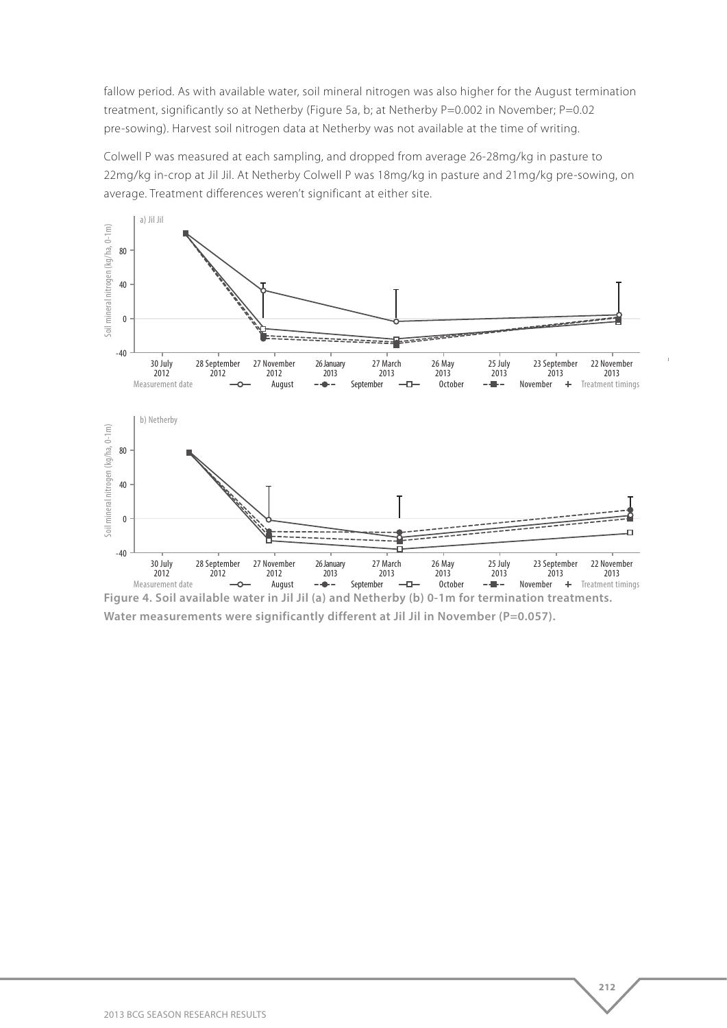fallow period. As with available water, soil mineral nitrogen was also higher for the August termination treatment, significantly so at Netherby (Figure 5a, b; at Netherby P=0.002 in November; P=0.02 pre-sowing). Harvest soil nitrogen data at Netherby was not available at the time of writing.

Colwell P was measured at each sampling, and dropped from average 26-28mg/kg in pasture to 22mg/kg in-crop at Jil Jil. At Netherby Colwell P was 18mg/kg in pasture and 21mg/kg pre-sowing, on average. Treatment differences weren't significant at either site.

**Figure 4. Soil available water in Jil Jil (a) and Netherby (b) 0-1m for termination treatments. Water measurements were significantly different at Jil Jil in November (P=0.057).**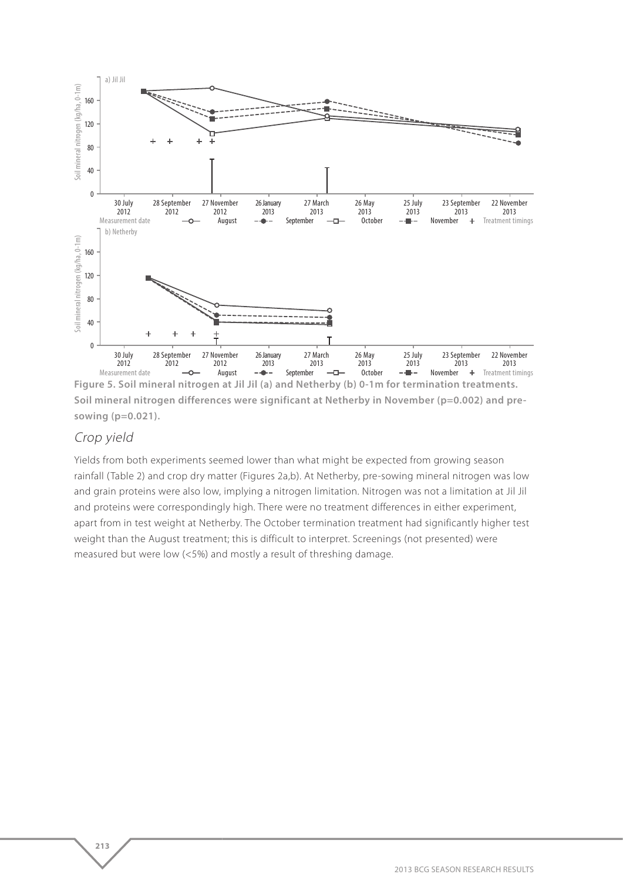**Figure 5. Soil mineral nitrogen at Jil Jil (a) and Netherby (b) 0-1m for termination treatments. Soil mineral nitrogen differences were significant at Netherby in November (p=0.002) and pre-sowing (p=0.021).**

## *Crop yield*

Yields from both experiments seemed lower than what might be expected from growing season rainfall (Table 2) and crop dry matter (Figures 2a,b). At Netherby, pre-sowing mineral nitrogen was low and grain proteins were also low, implying a nitrogen limitation. Nitrogen was not a limitation at Jil Jil and proteins were correspondingly high. There were no treatment differences in either experiment, apart from in test weight at Netherby. The October termination treatment had significantly higher test weight than the August treatment; this is difficult to interpret. Screenings (not presented) were measured but were low (<5%) and mostly a result of threshing damage.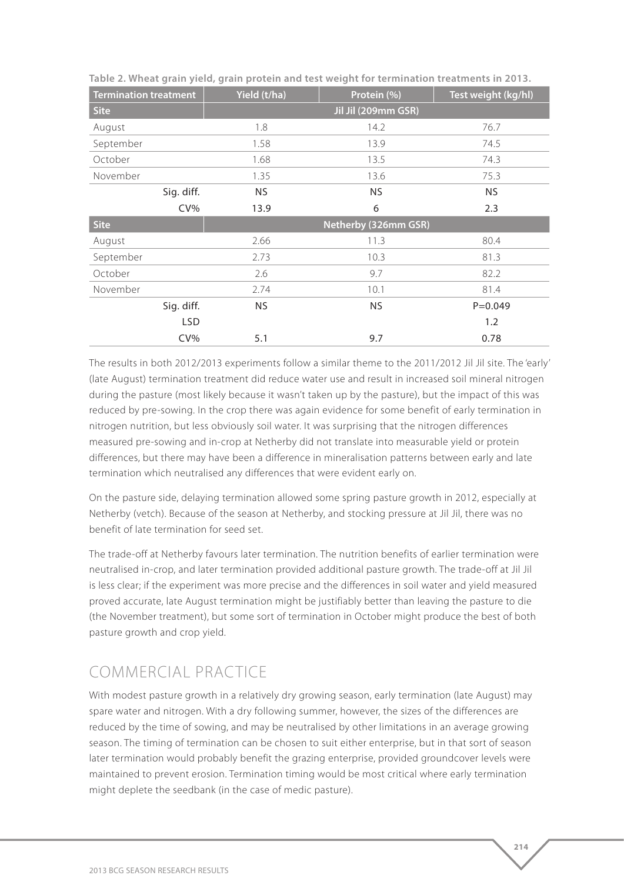**Table 2. Wheat grain yield, grain protein and test weight for termination treatments in 2013.**

| Termination treatment | Yield (t/ha) | Protein (%) | Test weight (kg/hl) |
|---|---|---|---|
| **Site** | **Jil Jil (209mm GSR)** | | |
| August | 1.8 | 14.2 | 76.7 |
| September | 1.58 | 13.9 | 74.5 |
| October | 1.68 | 13.5 | 74.3 |
| November | 1.35 | 13.6 | 75.3 |
| Sig. diff. | NS | NS | NS |
| CV% | 13.9 | 6 | 2.3 |
| **Site** | **Netherby (326mm GSR)** | | |
| August | 2.66 | 11.3 | 80.4 |
| September | 2.73 | 10.3 | 81.3 |
| October | 2.6 | 9.7 | 82.2 |
| November | 2.74 | 10.1 | 81.4 |
| Sig. diff. | NS | NS | P=0.049 |
| LSD | | | 1.2 |
| CV% | 5.1 | 9.7 | 0.78 |

The results in both 2012/2013 experiments follow a similar theme to the 2011/2012 Jil Jil site. The 'early' (late August) termination treatment did reduce water use and result in increased soil mineral nitrogen during the pasture (most likely because it wasn't taken up by the pasture), but the impact of this was reduced by pre-sowing. In the crop there was again evidence for some benefit of early termination in nitrogen nutrition, but less obviously soil water. It was surprising that the nitrogen differences measured pre-sowing and in-crop at Netherby did not translate into measurable yield or protein differences, but there may have been a difference in mineralisation patterns between early and late termination which neutralised any differences that were evident early on.

On the pasture side, delaying termination allowed some spring pasture growth in 2012, especially at Netherby (vetch). Because of the season at Netherby, and stocking pressure at Jil Jil, there was no benefit of late termination for seed set.

The trade-off at Netherby favours later termination. The nutrition benefits of earlier termination were neutralised in-crop, and later termination provided additional pasture growth. The trade-off at Jil Jil is less clear; if the experiment was more precise and the differences in soil water and yield measured proved accurate, late August termination might be justifiably better than leaving the pasture to die (the November treatment), but some sort of termination in October might produce the best of both pasture growth and crop yield.

## COMMERCIAL PRACTICE

With modest pasture growth in a relatively dry growing season, early termination (late August) may spare water and nitrogen. With a dry following summer, however, the sizes of the differences are reduced by the time of sowing, and may be neutralised by other limitations in an average growing season. The timing of termination can be chosen to suit either enterprise, but in that sort of season later termination would probably benefit the grazing enterprise, provided groundcover levels were maintained to prevent erosion. Termination timing would be most critical where early termination might deplete the seedbank (in the case of medic pasture).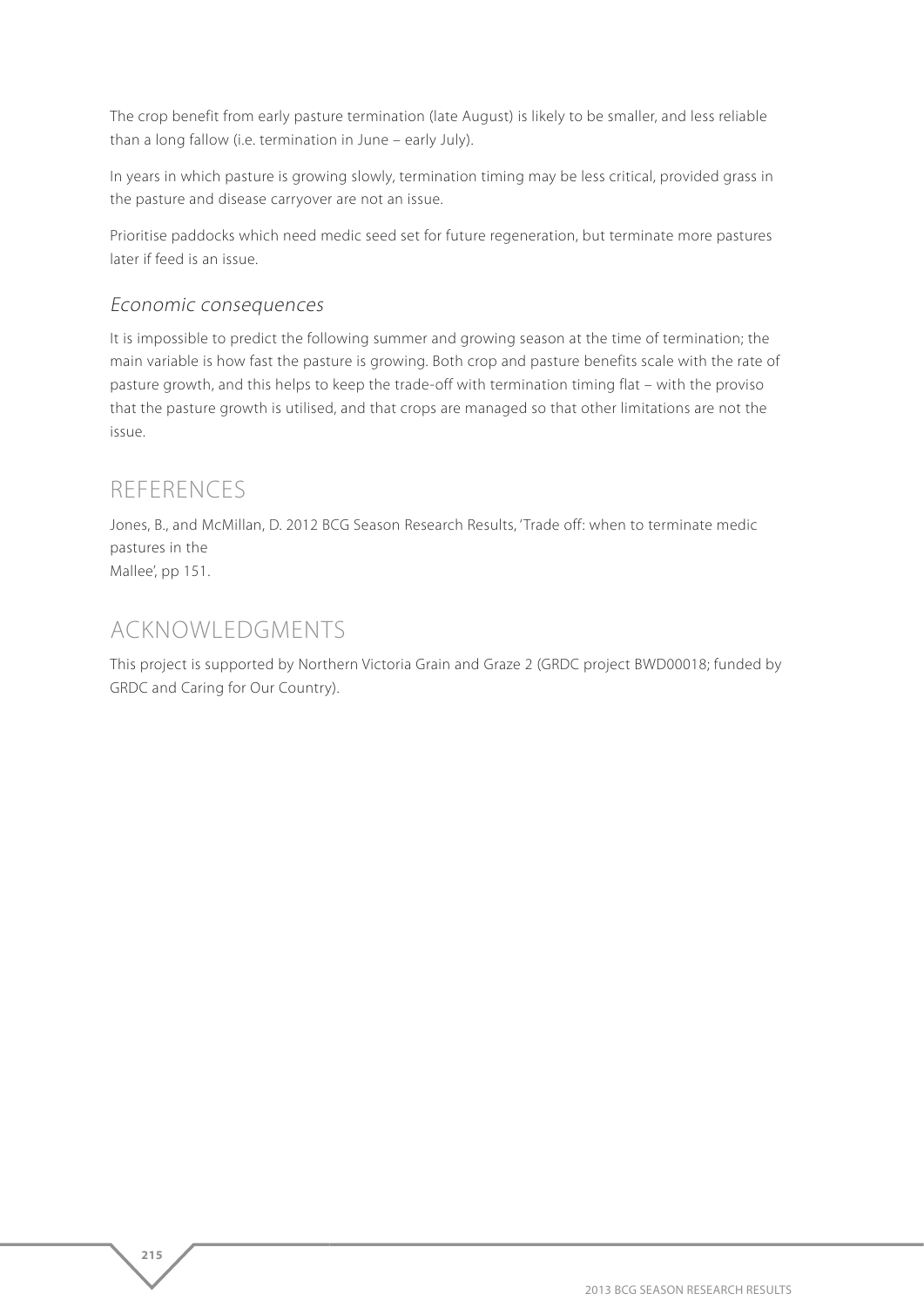The crop benefit from early pasture termination (late August) is likely to be smaller, and less reliable than a long fallow (i.e. termination in June – early July).

In years in which pasture is growing slowly, termination timing may be less critical, provided grass in the pasture and disease carryover are not an issue.

Prioritise paddocks which need medic seed set for future regeneration, but terminate more pastures later if feed is an issue.

### *Economic consequences*

It is impossible to predict the following summer and growing season at the time of termination; the main variable is how fast the pasture is growing. Both crop and pasture benefits scale with the rate of pasture growth, and this helps to keep the trade-off with termination timing flat – with the proviso that the pasture growth is utilised, and that crops are managed so that other limitations are not the issue.

## REFERENCES

Jones, B., and McMillan, D. 2012 BCG Season Research Results, 'Trade off: when to terminate medic pastures in the
Mallee', pp 151.

## ACKNOWLEDGMENTS

This project is supported by Northern Victoria Grain and Graze 2 (GRDC project BWD00018; funded by GRDC and Caring for Our Country).